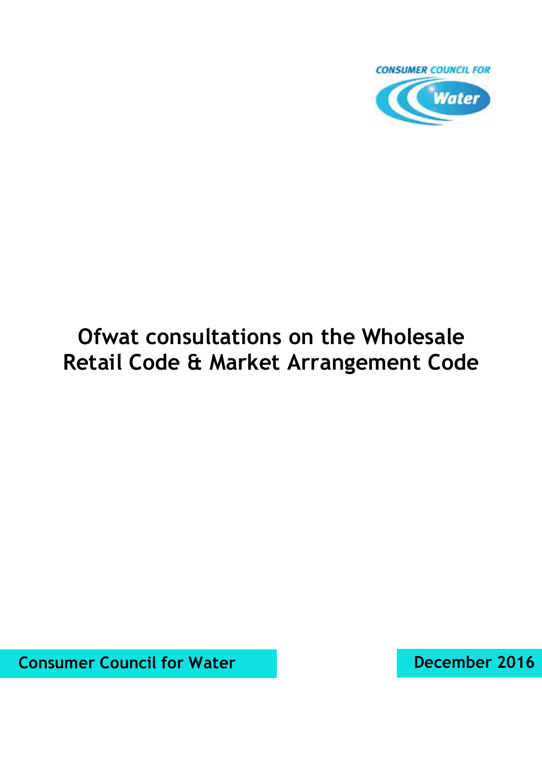CONSUMER COUNCIL FOR Water

# Ofwat consultations on the Wholesale Retail Code & Market Arrangement Code

**Consumer Council for Water**

**December 2016**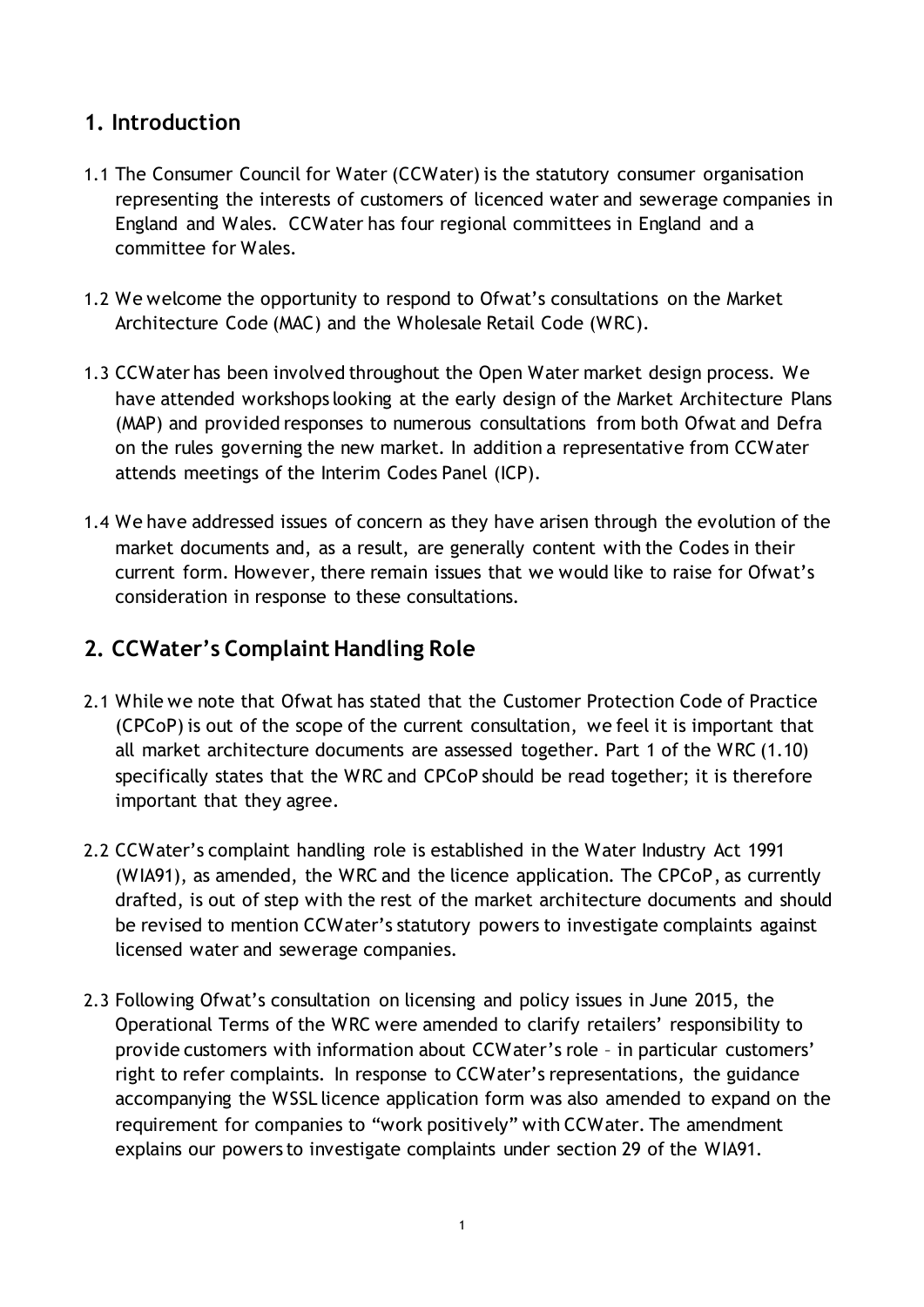## 1. Introduction

1.1 The Consumer Council for Water (CCWater) is the statutory consumer organisation representing the interests of customers of licenced water and sewerage companies in England and Wales. CCWater has four regional committees in England and a committee for Wales.

1.2 We welcome the opportunity to respond to Ofwat's consultations on the Market Architecture Code (MAC) and the Wholesale Retail Code (WRC).

1.3 CCWater has been involved throughout the Open Water market design process. We have attended workshops looking at the early design of the Market Architecture Plans (MAP) and provided responses to numerous consultations from both Ofwat and Defra on the rules governing the new market. In addition a representative from CCWater attends meetings of the Interim Codes Panel (ICP).

1.4 We have addressed issues of concern as they have arisen through the evolution of the market documents and, as a result, are generally content with the Codes in their current form. However, there remain issues that we would like to raise for Ofwat's consideration in response to these consultations.

## 2. CCWater's Complaint Handling Role

2.1 While we note that Ofwat has stated that the Customer Protection Code of Practice (CPCoP) is out of the scope of the current consultation, we feel it is important that all market architecture documents are assessed together. Part 1 of the WRC (1.10) specifically states that the WRC and CPCoP should be read together; it is therefore important that they agree.

2.2 CCWater's complaint handling role is established in the Water Industry Act 1991 (WIA91), as amended, the WRC and the licence application. The CPCoP, as currently drafted, is out of step with the rest of the market architecture documents and should be revised to mention CCWater's statutory powers to investigate complaints against licensed water and sewerage companies.

2.3 Following Ofwat's consultation on licensing and policy issues in June 2015, the Operational Terms of the WRC were amended to clarify retailers' responsibility to provide customers with information about CCWater's role – in particular customers' right to refer complaints. In response to CCWater's representations, the guidance accompanying the WSSL licence application form was also amended to expand on the requirement for companies to "work positively" with CCWater. The amendment explains our powers to investigate complaints under section 29 of the WIA91.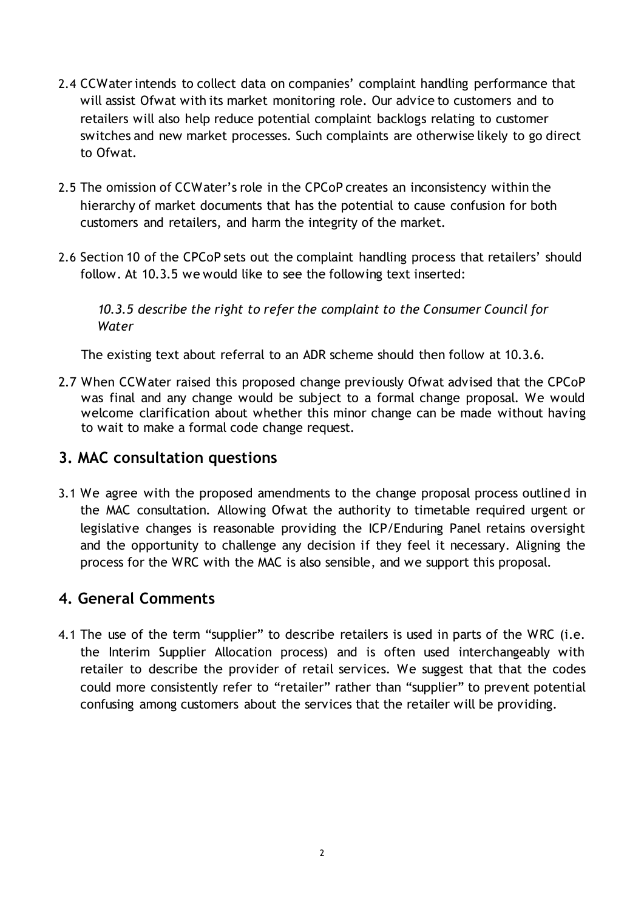2.4 CCWater intends to collect data on companies' complaint handling performance that will assist Ofwat with its market monitoring role. Our advice to customers and to retailers will also help reduce potential complaint backlogs relating to customer switches and new market processes. Such complaints are otherwise likely to go direct to Ofwat.

2.5 The omission of CCWater's role in the CPCoP creates an inconsistency within the hierarchy of market documents that has the potential to cause confusion for both customers and retailers, and harm the integrity of the market.

2.6 Section 10 of the CPCoP sets out the complaint handling process that retailers' should follow. At 10.3.5 we would like to see the following text inserted:

> *10.3.5 describe the right to refer the complaint to the Consumer Council for Water*

The existing text about referral to an ADR scheme should then follow at 10.3.6.

2.7 When CCWater raised this proposed change previously Ofwat advised that the CPCoP was final and any change would be subject to a formal change proposal. We would welcome clarification about whether this minor change can be made without having to wait to make a formal code change request.

## 3. MAC consultation questions

3.1 We agree with the proposed amendments to the change proposal process outlined in the MAC consultation. Allowing Ofwat the authority to timetable required urgent or legislative changes is reasonable providing the ICP/Enduring Panel retains oversight and the opportunity to challenge any decision if they feel it necessary. Aligning the process for the WRC with the MAC is also sensible, and we support this proposal.

## 4. General Comments

4.1 The use of the term "supplier" to describe retailers is used in parts of the WRC (i.e. the Interim Supplier Allocation process) and is often used interchangeably with retailer to describe the provider of retail services. We suggest that that the codes could more consistently refer to "retailer" rather than "supplier" to prevent potential confusing among customers about the services that the retailer will be providing.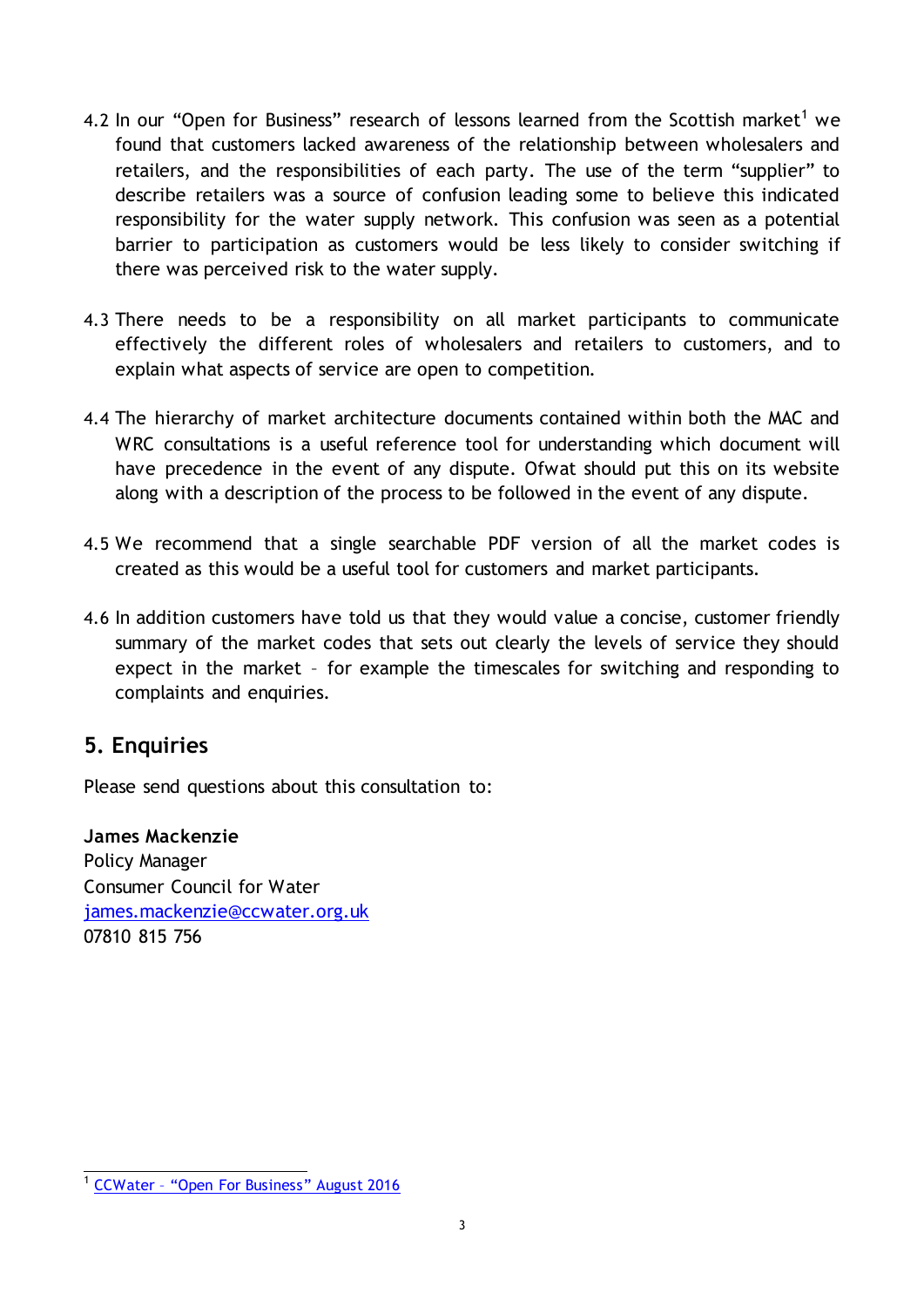4.2 In our "Open for Business" research of lessons learned from the Scottish market[1] we found that customers lacked awareness of the relationship between wholesalers and retailers, and the responsibilities of each party. The use of the term "supplier" to describe retailers was a source of confusion leading some to believe this indicated responsibility for the water supply network. This confusion was seen as a potential barrier to participation as customers would be less likely to consider switching if there was perceived risk to the water supply.

4.3 There needs to be a responsibility on all market participants to communicate effectively the different roles of wholesalers and retailers to customers, and to explain what aspects of service are open to competition.

4.4 The hierarchy of market architecture documents contained within both the MAC and WRC consultations is a useful reference tool for understanding which document will have precedence in the event of any dispute. Ofwat should put this on its website along with a description of the process to be followed in the event of any dispute.

4.5 We recommend that a single searchable PDF version of all the market codes is created as this would be a useful tool for customers and market participants.

4.6 In addition customers have told us that they would value a concise, customer friendly summary of the market codes that sets out clearly the levels of service they should expect in the market – for example the timescales for switching and responding to complaints and enquiries.

## 5. Enquiries

Please send questions about this consultation to:

**James Mackenzie**
Policy Manager
Consumer Council for Water
james.mackenzie@ccwater.org.uk
07810 815 756

---

[1] CCWater – "Open For Business" August 2016